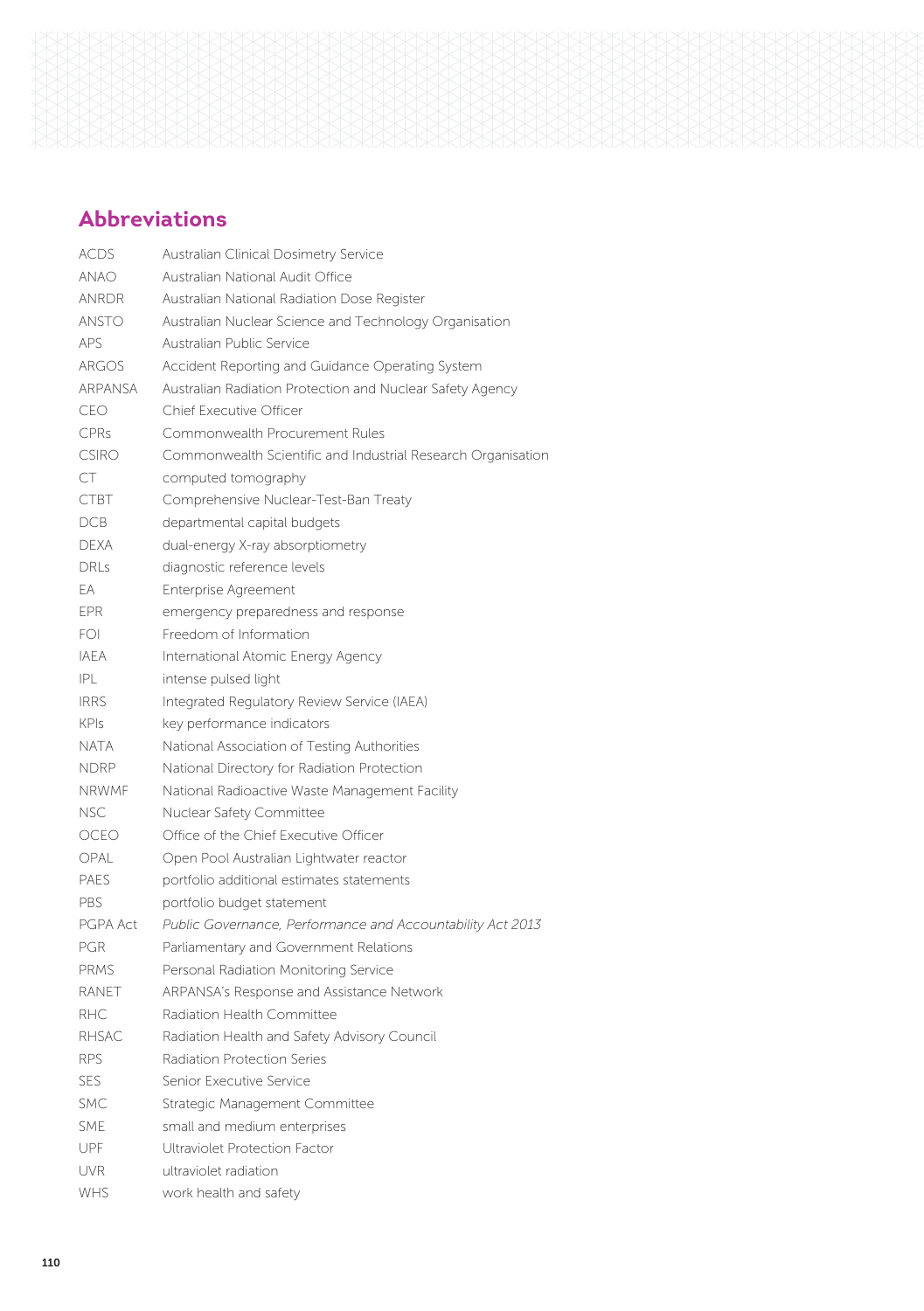## Abbreviations

| | |
|---|---|
| ACDS | Australian Clinical Dosimetry Service |
| ANAO | Australian National Audit Office |
| ANRDR | Australian National Radiation Dose Register |
| ANSTO | Australian Nuclear Science and Technology Organisation |
| APS | Australian Public Service |
| ARGOS | Accident Reporting and Guidance Operating System |
| ARPANSA | Australian Radiation Protection and Nuclear Safety Agency |
| CEO | Chief Executive Officer |
| CPRs | Commonwealth Procurement Rules |
| CSIRO | Commonwealth Scientific and Industrial Research Organisation |
| CT | computed tomography |
| CTBT | Comprehensive Nuclear-Test-Ban Treaty |
| DCB | departmental capital budgets |
| DEXA | dual-energy X-ray absorptiometry |
| DRLs | diagnostic reference levels |
| EA | Enterprise Agreement |
| EPR | emergency preparedness and response |
| FOI | Freedom of Information |
| IAEA | International Atomic Energy Agency |
| IPL | intense pulsed light |
| IRRS | Integrated Regulatory Review Service (IAEA) |
| KPIs | key performance indicators |
| NATA | National Association of Testing Authorities |
| NDRP | National Directory for Radiation Protection |
| NRWMF | National Radioactive Waste Management Facility |
| NSC | Nuclear Safety Committee |
| OCEO | Office of the Chief Executive Officer |
| OPAL | Open Pool Australian Lightwater reactor |
| PAES | portfolio additional estimates statements |
| PBS | portfolio budget statement |
| PGPA Act | *Public Governance, Performance and Accountability Act 2013* |
| PGR | Parliamentary and Government Relations |
| PRMS | Personal Radiation Monitoring Service |
| RANET | ARPANSA's Response and Assistance Network |
| RHC | Radiation Health Committee |
| RHSAC | Radiation Health and Safety Advisory Council |
| RPS | Radiation Protection Series |
| SES | Senior Executive Service |
| SMC | Strategic Management Committee |
| SME | small and medium enterprises |
| UPF | Ultraviolet Protection Factor |
| UVR | ultraviolet radiation |
| WHS | work health and safety |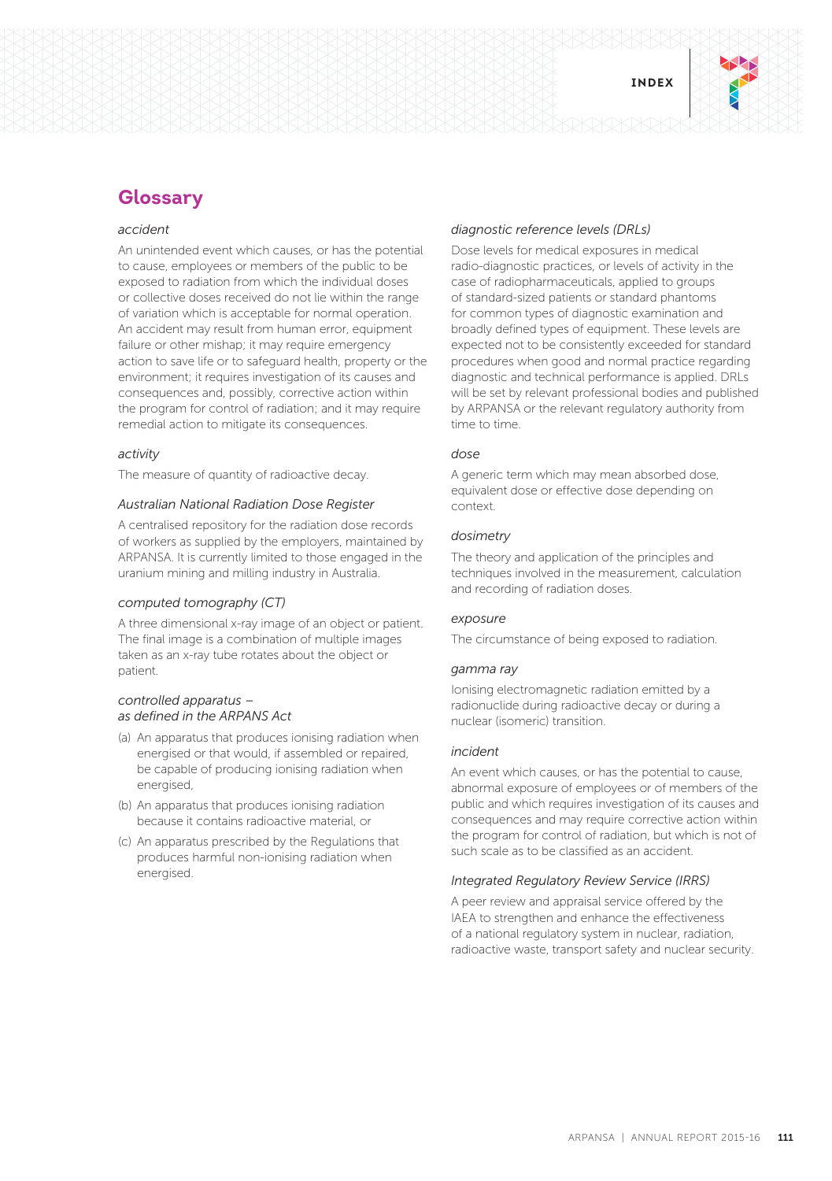## Glossary

*accident*

An unintended event which causes, or has the potential to cause, employees or members of the public to be exposed to radiation from which the individual doses or collective doses received do not lie within the range of variation which is acceptable for normal operation. An accident may result from human error, equipment failure or other mishap; it may require emergency action to save life or to safeguard health, property or the environment; it requires investigation of its causes and consequences and, possibly, corrective action within the program for control of radiation; and it may require remedial action to mitigate its consequences.

*activity*

The measure of quantity of radioactive decay.

*Australian National Radiation Dose Register*

A centralised repository for the radiation dose records of workers as supplied by the employers, maintained by ARPANSA. It is currently limited to those engaged in the uranium mining and milling industry in Australia.

*computed tomography (CT)*

A three dimensional x-ray image of an object or patient. The final image is a combination of multiple images taken as an x-ray tube rotates about the object or patient.

*controlled apparatus – as defined in the ARPANS Act*

(a) An apparatus that produces ionising radiation when energised or that would, if assembled or repaired, be capable of producing ionising radiation when energised,

(b) An apparatus that produces ionising radiation because it contains radioactive material, or

(c) An apparatus prescribed by the Regulations that produces harmful non-ionising radiation when energised.

*diagnostic reference levels (DRLs)*

Dose levels for medical exposures in medical radio-diagnostic practices, or levels of activity in the case of radiopharmaceuticals, applied to groups of standard-sized patients or standard phantoms for common types of diagnostic examination and broadly defined types of equipment. These levels are expected not to be consistently exceeded for standard procedures when good and normal practice regarding diagnostic and technical performance is applied. DRLs will be set by relevant professional bodies and published by ARPANSA or the relevant regulatory authority from time to time.

*dose*

A generic term which may mean absorbed dose, equivalent dose or effective dose depending on context.

*dosimetry*

The theory and application of the principles and techniques involved in the measurement, calculation and recording of radiation doses.

*exposure*

The circumstance of being exposed to radiation.

*gamma ray*

Ionising electromagnetic radiation emitted by a radionuclide during radioactive decay or during a nuclear (isomeric) transition.

*incident*

An event which causes, or has the potential to cause, abnormal exposure of employees or of members of the public and which requires investigation of its causes and consequences and may require corrective action within the program for control of radiation, but which is not of such scale as to be classified as an accident.

*Integrated Regulatory Review Service (IRRS)*

A peer review and appraisal service offered by the IAEA to strengthen and enhance the effectiveness of a national regulatory system in nuclear, radiation, radioactive waste, transport safety and nuclear security.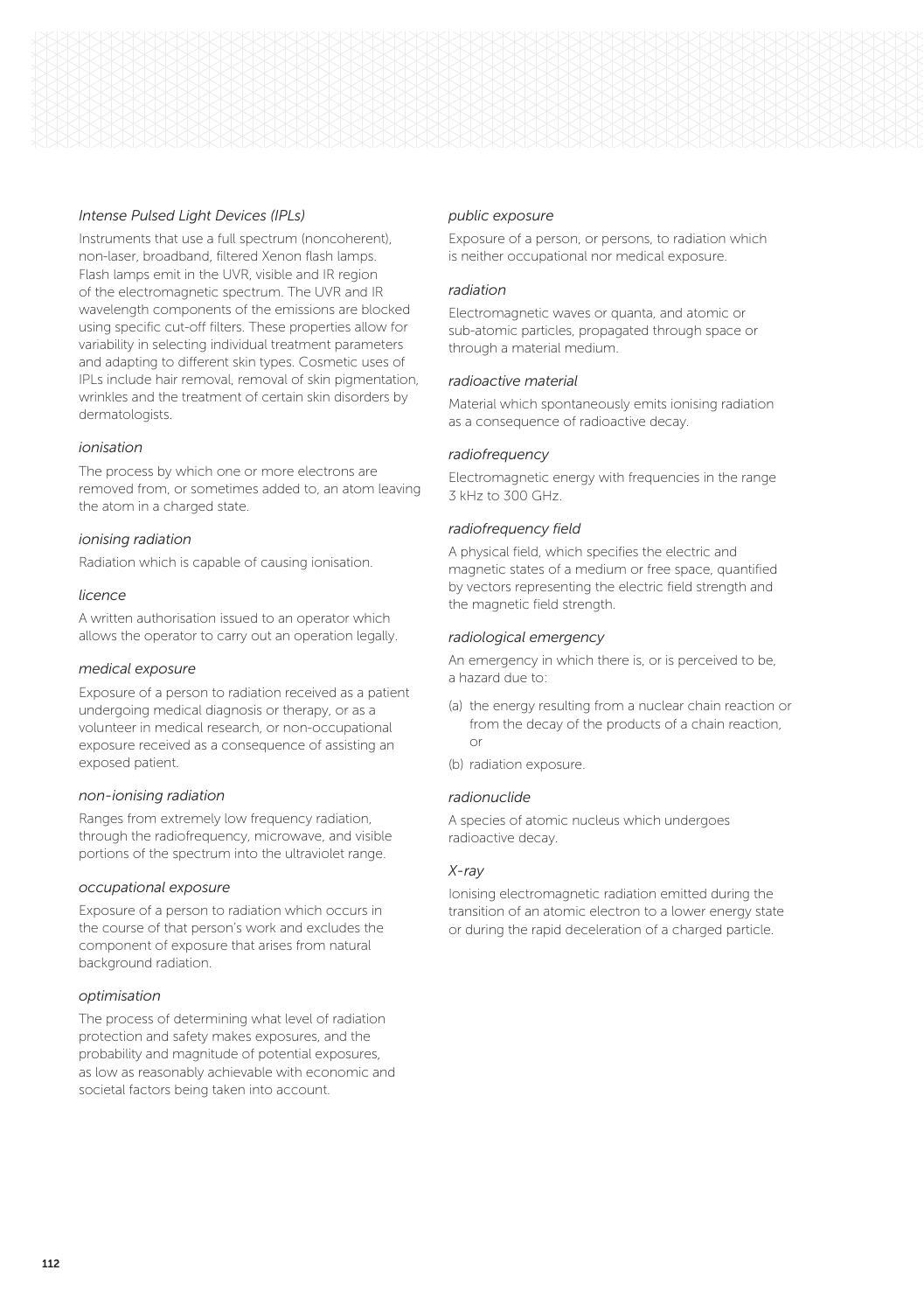*Intense Pulsed Light Devices (IPLs)*

Instruments that use a full spectrum (noncoherent), non-laser, broadband, filtered Xenon flash lamps. Flash lamps emit in the UVR, visible and IR region of the electromagnetic spectrum. The UVR and IR wavelength components of the emissions are blocked using specific cut-off filters. These properties allow for variability in selecting individual treatment parameters and adapting to different skin types. Cosmetic uses of IPLs include hair removal, removal of skin pigmentation, wrinkles and the treatment of certain skin disorders by dermatologists.

*ionisation*

The process by which one or more electrons are removed from, or sometimes added to, an atom leaving the atom in a charged state.

*ionising radiation*

Radiation which is capable of causing ionisation.

*licence*

A written authorisation issued to an operator which allows the operator to carry out an operation legally.

*medical exposure*

Exposure of a person to radiation received as a patient undergoing medical diagnosis or therapy, or as a volunteer in medical research, or non-occupational exposure received as a consequence of assisting an exposed patient.

*non-ionising radiation*

Ranges from extremely low frequency radiation, through the radiofrequency, microwave, and visible portions of the spectrum into the ultraviolet range.

*occupational exposure*

Exposure of a person to radiation which occurs in the course of that person's work and excludes the component of exposure that arises from natural background radiation.

*optimisation*

The process of determining what level of radiation protection and safety makes exposures, and the probability and magnitude of potential exposures, as low as reasonably achievable with economic and societal factors being taken into account.

*public exposure*

Exposure of a person, or persons, to radiation which is neither occupational nor medical exposure.

*radiation*

Electromagnetic waves or quanta, and atomic or sub-atomic particles, propagated through space or through a material medium.

*radioactive material*

Material which spontaneously emits ionising radiation as a consequence of radioactive decay.

*radiofrequency*

Electromagnetic energy with frequencies in the range 3 kHz to 300 GHz.

*radiofrequency field*

A physical field, which specifies the electric and magnetic states of a medium or free space, quantified by vectors representing the electric field strength and the magnetic field strength.

*radiological emergency*

An emergency in which there is, or is perceived to be, a hazard due to:

(a) the energy resulting from a nuclear chain reaction or from the decay of the products of a chain reaction, or

(b) radiation exposure.

*radionuclide*

A species of atomic nucleus which undergoes radioactive decay.

*X-ray*

Ionising electromagnetic radiation emitted during the transition of an atomic electron to a lower energy state or during the rapid deceleration of a charged particle.